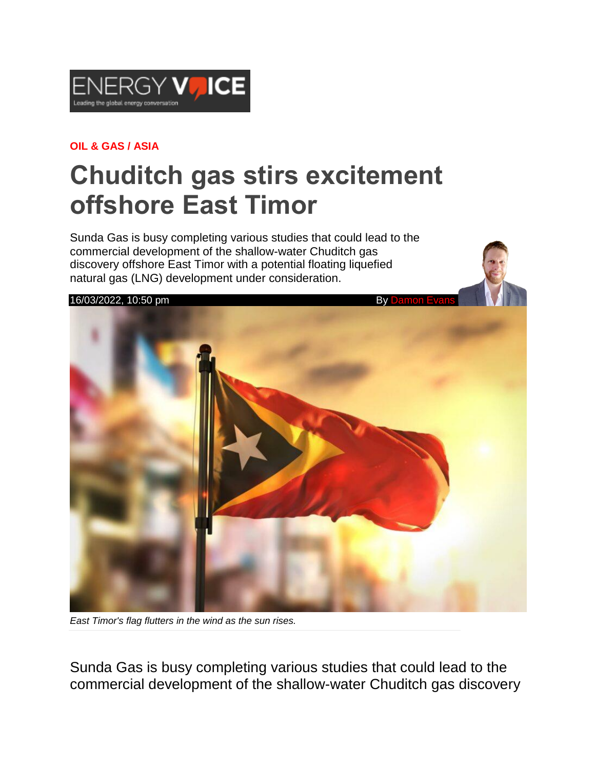ENERGY VOICE
Leading the global energy conversation

**OIL & GAS / ASIA**

# Chuditch gas stirs excitement offshore East Timor

Sunda Gas is busy completing various studies that could lead to the commercial development of the shallow-water Chuditch gas discovery offshore East Timor with a potential floating liquefied natural gas (LNG) development under consideration.

16/03/2022, 10:50 pm By Damon Evans

*East Timor's flag flutters in the wind as the sun rises.*

Sunda Gas is busy completing various studies that could lead to the commercial development of the shallow-water Chuditch gas discovery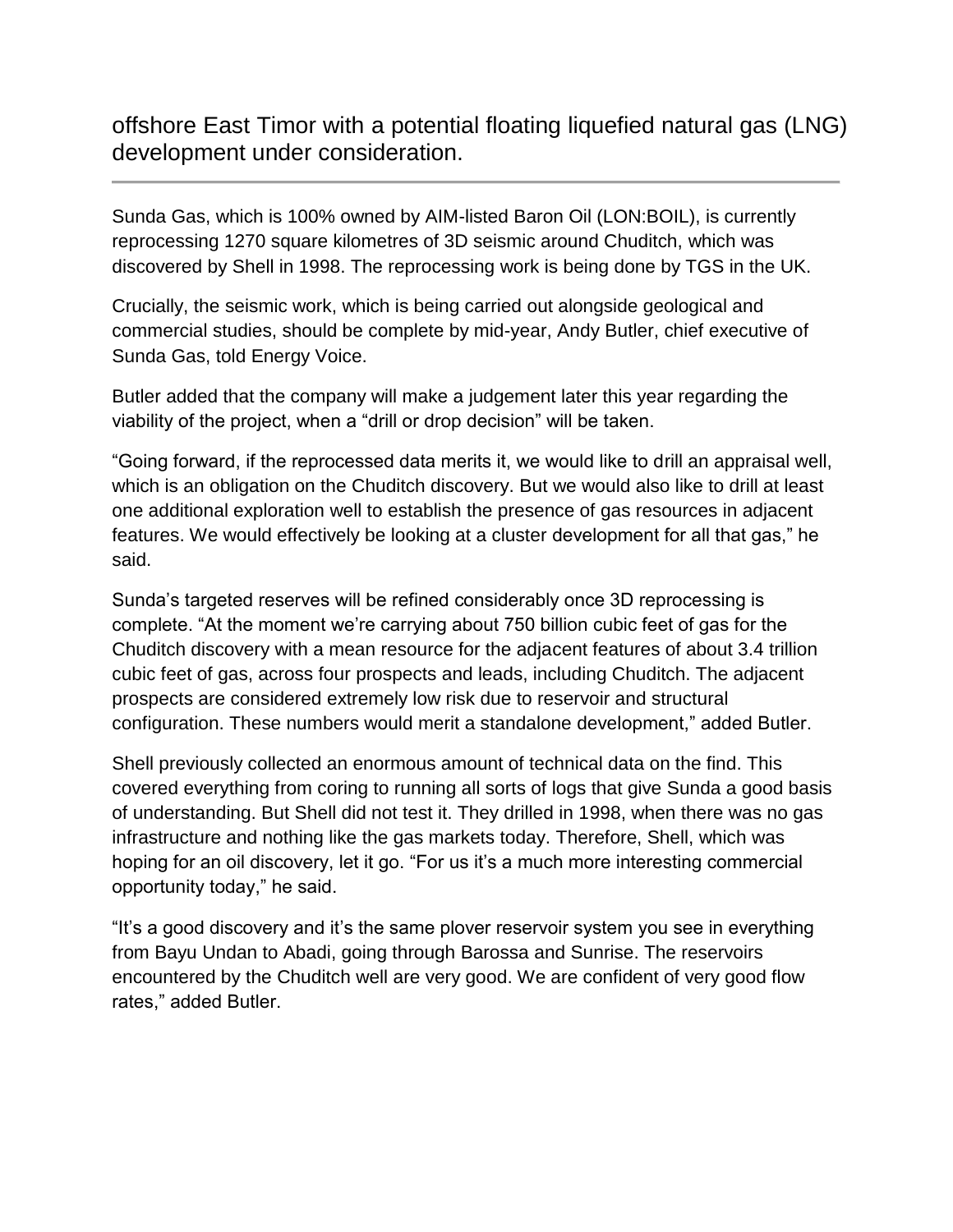offshore East Timor with a potential floating liquefied natural gas (LNG) development under consideration.

---

Sunda Gas, which is 100% owned by AIM-listed Baron Oil (LON:BOIL), is currently reprocessing 1270 square kilometres of 3D seismic around Chuditch, which was discovered by Shell in 1998. The reprocessing work is being done by TGS in the UK.

Crucially, the seismic work, which is being carried out alongside geological and commercial studies, should be complete by mid-year, Andy Butler, chief executive of Sunda Gas, told Energy Voice.

Butler added that the company will make a judgement later this year regarding the viability of the project, when a "drill or drop decision" will be taken.

"Going forward, if the reprocessed data merits it, we would like to drill an appraisal well, which is an obligation on the Chuditch discovery. But we would also like to drill at least one additional exploration well to establish the presence of gas resources in adjacent features. We would effectively be looking at a cluster development for all that gas," he said.

Sunda's targeted reserves will be refined considerably once 3D reprocessing is complete. "At the moment we're carrying about 750 billion cubic feet of gas for the Chuditch discovery with a mean resource for the adjacent features of about 3.4 trillion cubic feet of gas, across four prospects and leads, including Chuditch. The adjacent prospects are considered extremely low risk due to reservoir and structural configuration. These numbers would merit a standalone development," added Butler.

Shell previously collected an enormous amount of technical data on the find. This covered everything from coring to running all sorts of logs that give Sunda a good basis of understanding. But Shell did not test it. They drilled in 1998, when there was no gas infrastructure and nothing like the gas markets today. Therefore, Shell, which was hoping for an oil discovery, let it go. "For us it's a much more interesting commercial opportunity today," he said.

"It's a good discovery and it's the same plover reservoir system you see in everything from Bayu Undan to Abadi, going through Barossa and Sunrise. The reservoirs encountered by the Chuditch well are very good. We are confident of very good flow rates," added Butler.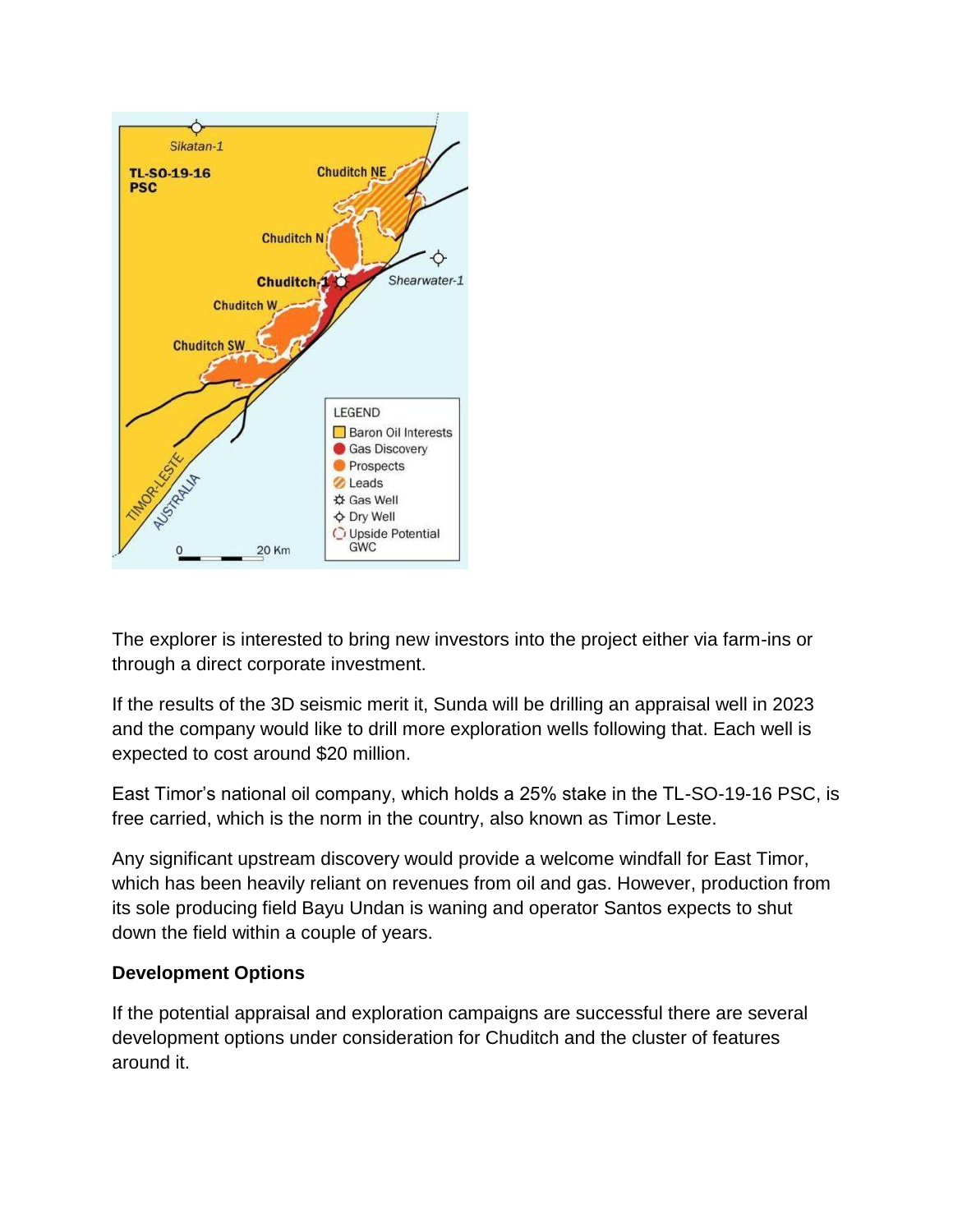The explorer is interested to bring new investors into the project either via farm-ins or through a direct corporate investment.

If the results of the 3D seismic merit it, Sunda will be drilling an appraisal well in 2023 and the company would like to drill more exploration wells following that. Each well is expected to cost around $20 million.

East Timor's national oil company, which holds a 25% stake in the TL-SO-19-16 PSC, is free carried, which is the norm in the country, also known as Timor Leste.

Any significant upstream discovery would provide a welcome windfall for East Timor, which has been heavily reliant on revenues from oil and gas. However, production from its sole producing field Bayu Undan is waning and operator Santos expects to shut down the field within a couple of years.

**Development Options**

If the potential appraisal and exploration campaigns are successful there are several development options under consideration for Chuditch and the cluster of features around it.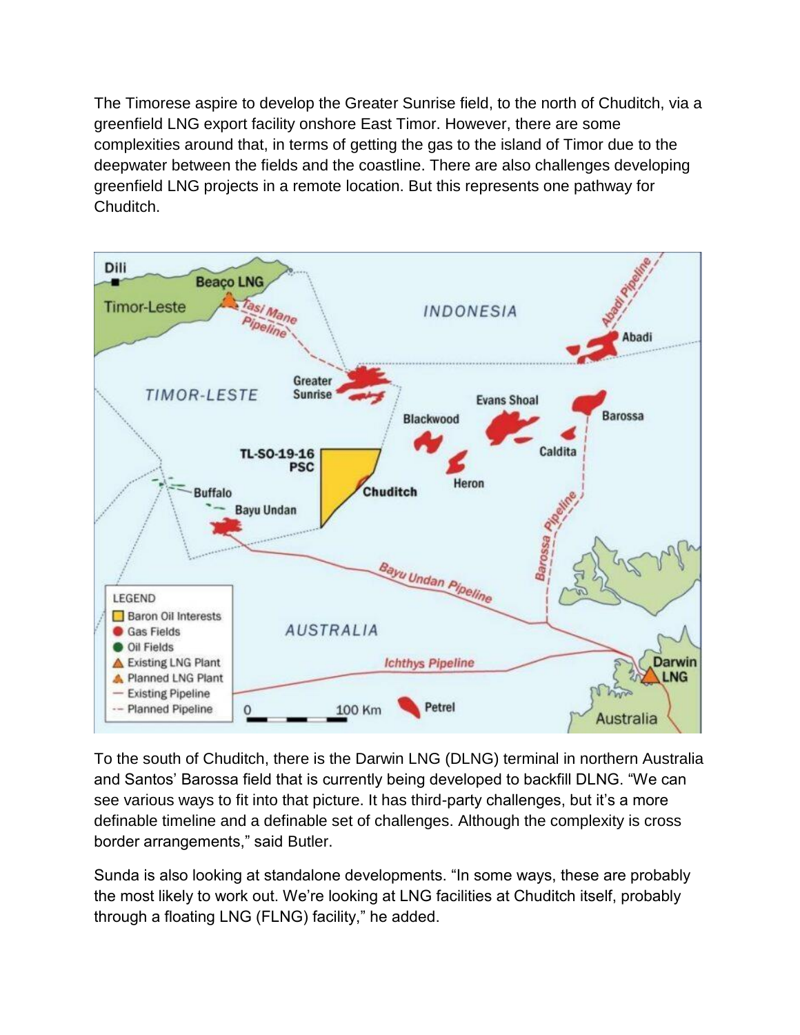The Timorese aspire to develop the Greater Sunrise field, to the north of Chuditch, via a greenfield LNG export facility onshore East Timor. However, there are some complexities around that, in terms of getting the gas to the island of Timor due to the deepwater between the fields and the coastline. There are also challenges developing greenfield LNG projects in a remote location. But this represents one pathway for Chuditch.

To the south of Chuditch, there is the Darwin LNG (DLNG) terminal in northern Australia and Santos' Barossa field that is currently being developed to backfill DLNG. "We can see various ways to fit into that picture. It has third-party challenges, but it's a more definable timeline and a definable set of challenges. Although the complexity is cross border arrangements," said Butler.

Sunda is also looking at standalone developments. "In some ways, these are probably the most likely to work out. We're looking at LNG facilities at Chuditch itself, probably through a floating LNG (FLNG) facility," he added.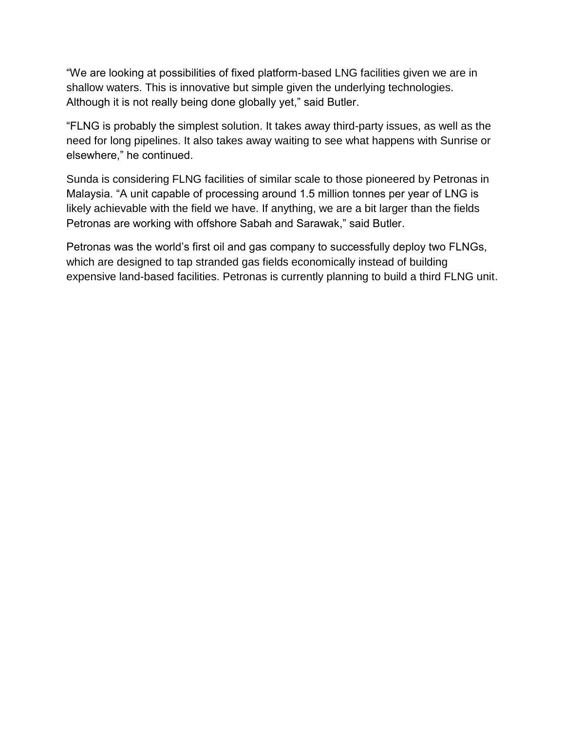“We are looking at possibilities of fixed platform-based LNG facilities given we are in shallow waters. This is innovative but simple given the underlying technologies. Although it is not really being done globally yet,” said Butler.

“FLNG is probably the simplest solution. It takes away third-party issues, as well as the need for long pipelines. It also takes away waiting to see what happens with Sunrise or elsewhere,” he continued.

Sunda is considering FLNG facilities of similar scale to those pioneered by Petronas in Malaysia. “A unit capable of processing around 1.5 million tonnes per year of LNG is likely achievable with the field we have. If anything, we are a bit larger than the fields Petronas are working with offshore Sabah and Sarawak,” said Butler.

Petronas was the world’s first oil and gas company to successfully deploy two FLNGs, which are designed to tap stranded gas fields economically instead of building expensive land-based facilities. Petronas is currently planning to build a third FLNG unit.